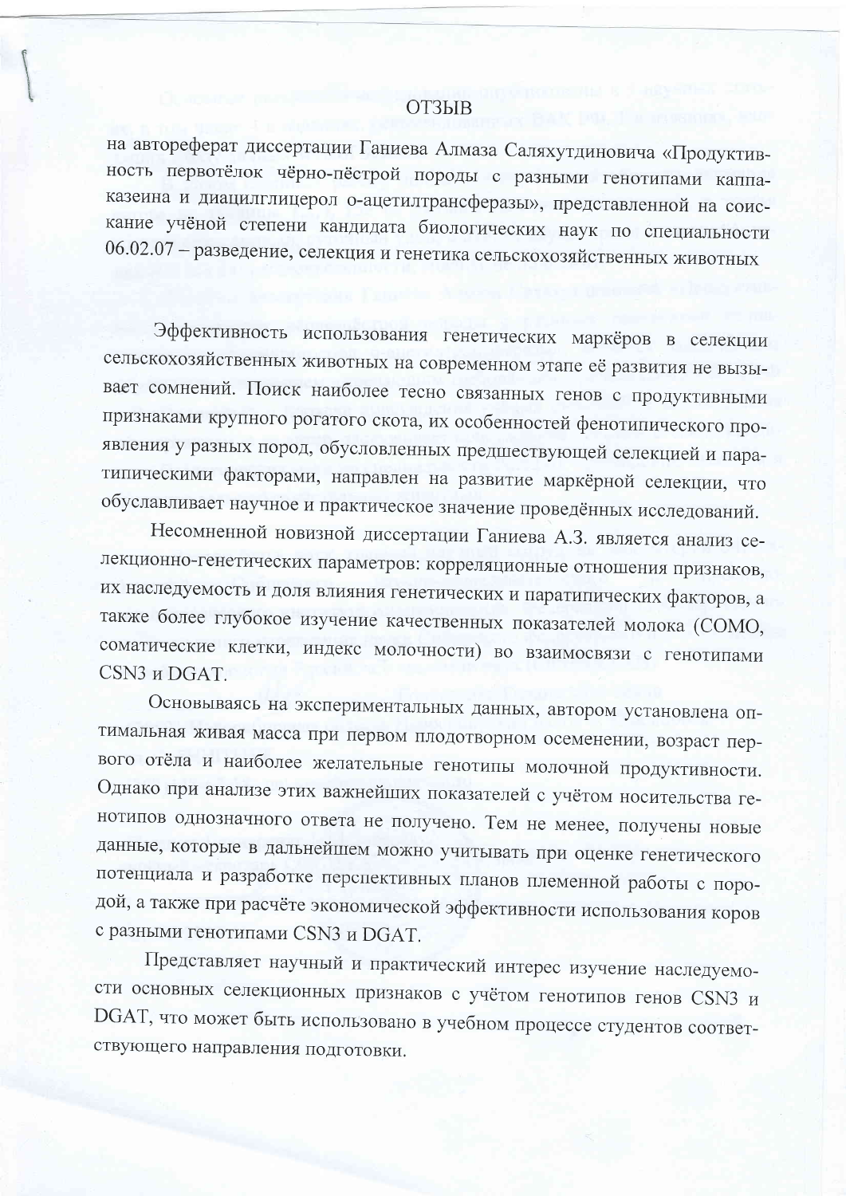# ОТЗЫВ

на автореферат диссертации Ганиева Алмаза Саляхутдиновича «Продуктивность первотёлок чёрно-пёстрой породы с разными генотипами каппа-казеина и диацилглицерол о-ацетилтрансферазы», представленной на соискание учёной степени кандидата биологических наук по специальности 06.02.07 – разведение, селекция и генетика сельскохозяйственных животных

Эффективность использования генетических маркёров в селекции сельскохозяйственных животных на современном этапе её развития не вызывает сомнений. Поиск наиболее тесно связанных генов с продуктивными признаками крупного рогатого скота, их особенностей фенотипического проявления у разных пород, обусловленных предшествующей селекцией и паратипическими факторами, направлен на развитие маркёрной селекции, что обуславливает научное и практическое значение проведённых исследований.

Несомненной новизной диссертации Ганиева А.З. является анализ селекционно-генетических параметров: корреляционные отношения признаков, их наследуемость и доля влияния генетических и паратипических факторов, а также более глубокое изучение качественных показателей молока (СОМО, соматические клетки, индекс молочности) во взаимосвязи с генотипами CSN3 и DGAT.

Основываясь на экспериментальных данных, автором установлена оптимальная живая масса при первом плодотворном осеменении, возраст первого отёла и наиболее желательные генотипы молочной продуктивности. Однако при анализе этих важнейших показателей с учётом носительства генотипов однозначного ответа не получено. Тем не менее, получены новые данные, которые в дальнейшем можно учитывать при оценке генетического потенциала и разработке перспективных планов племенной работы с породой, а также при расчёте экономической эффективности использования коров с разными генотипами CSN3 и DGAT.

Представляет научный и практический интерес изучение наследуемости основных селекционных признаков с учётом генотипов генов CSN3 и DGAT, что может быть использовано в учебном процессе студентов соответствующего направления подготовки.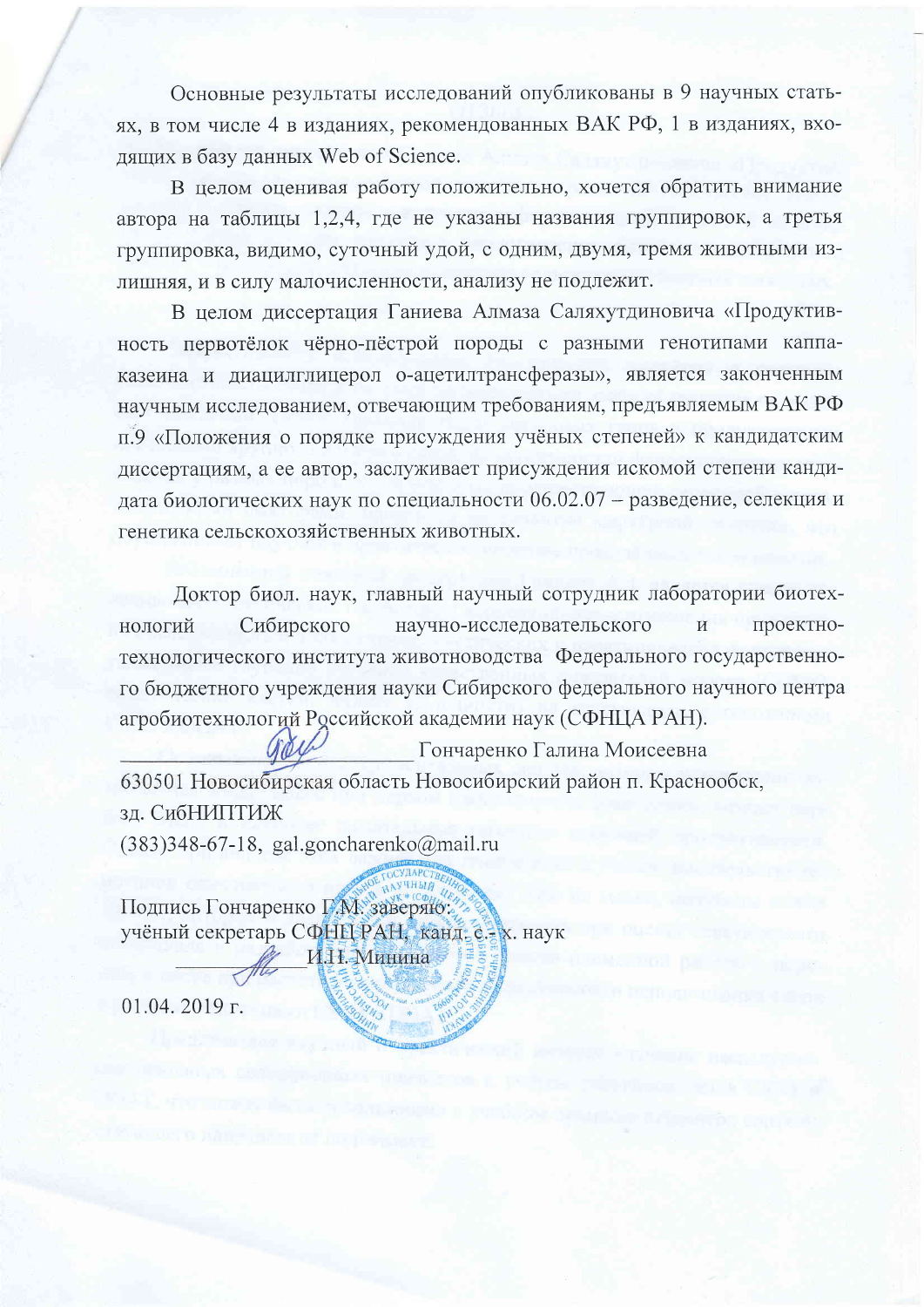Основные результаты исследований опубликованы в 9 научных статьях, в том числе 4 в изданиях, рекомендованных ВАК РФ, 1 в изданиях, входящих в базу данных Web of Science.

В целом оценивая работу положительно, хочется обратить внимание автора на таблицы 1,2,4, где не указаны названия группировок, а третья группировка, видимо, суточный удой, с одним, двумя, тремя животными излишняя, и в силу малочисленности, анализу не подлежит.

В целом диссертация Ганиева Алмаза Саляхутдиновича «Продуктивность первотёлок чёрно-пёстрой породы с разными генотипами каппа-казеина и диацилглицерол о-ацетилтрансферазы», является законченным научным исследованием, отвечающим требованиям, предъявляемым ВАК РФ п.9 «Положения о порядке присуждения учёных степеней» к кандидатским диссертациям, а ее автор, заслуживает присуждения искомой степени кандидата биологических наук по специальности 06.02.07 – разведение, селекция и генетика сельскохозяйственных животных.

Доктор биол. наук, главный научный сотрудник лаборатории биотехнологий Сибирского научно-исследовательского и проектно-технологического института животноводства Федерального государственного бюджетного учреждения науки Сибирского федерального научного центра агробиотехнологий Российской академии наук (СФНЦА РАН).

_________________ Гончаренко Галина Моисеевна

630501 Новосибирская область Новосибирский район п. Краснообск, зд. СибНИПТИЖ

(383)348-67-18, gal.goncharenko@mail.ru

Подпись Гончаренко Г.М. заверяю:
учёный секретарь СФНЦ РАН, канд. с.-х. наук

_____________ И.Н. Минина

01.04. 2019 г.